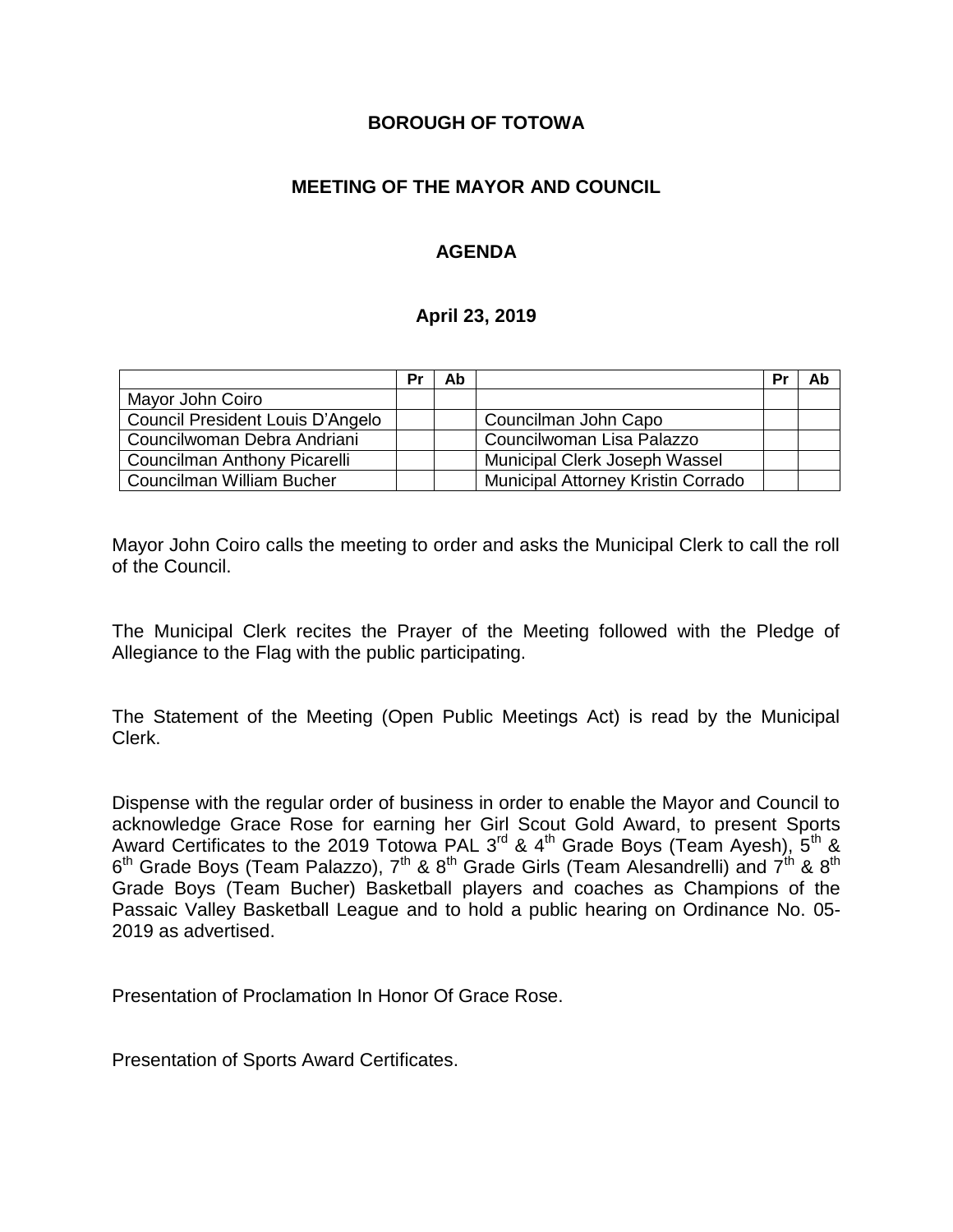# BOROUGH OF TOTOWA

## MEETING OF THE MAYOR AND COUNCIL

## AGENDA

### April 23, 2019

| | Pr | Ab | | Pr | Ab |
|---|---|---|---|---|---|
| Mayor John Coiro | | | | | |
| Council President Louis D'Angelo | | | Councilman John Capo | | |
| Councilwoman Debra Andriani | | | Councilwoman Lisa Palazzo | | |
| Councilman Anthony Picarelli | | | Municipal Clerk Joseph Wassel | | |
| Councilman William Bucher | | | Municipal Attorney Kristin Corrado | | |

Mayor John Coiro calls the meeting to order and asks the Municipal Clerk to call the roll of the Council.

The Municipal Clerk recites the Prayer of the Meeting followed with the Pledge of Allegiance to the Flag with the public participating.

The Statement of the Meeting (Open Public Meetings Act) is read by the Municipal Clerk.

Dispense with the regular order of business in order to enable the Mayor and Council to acknowledge Grace Rose for earning her Girl Scout Gold Award, to present Sports Award Certificates to the 2019 Totowa PAL 3rd & 4th Grade Boys (Team Ayesh), 5th & 6th Grade Boys (Team Palazzo), 7th & 8th Grade Girls (Team Alesandrelli) and 7th & 8th Grade Boys (Team Bucher) Basketball players and coaches as Champions of the Passaic Valley Basketball League and to hold a public hearing on Ordinance No. 05-2019 as advertised.

Presentation of Proclamation In Honor Of Grace Rose.

Presentation of Sports Award Certificates.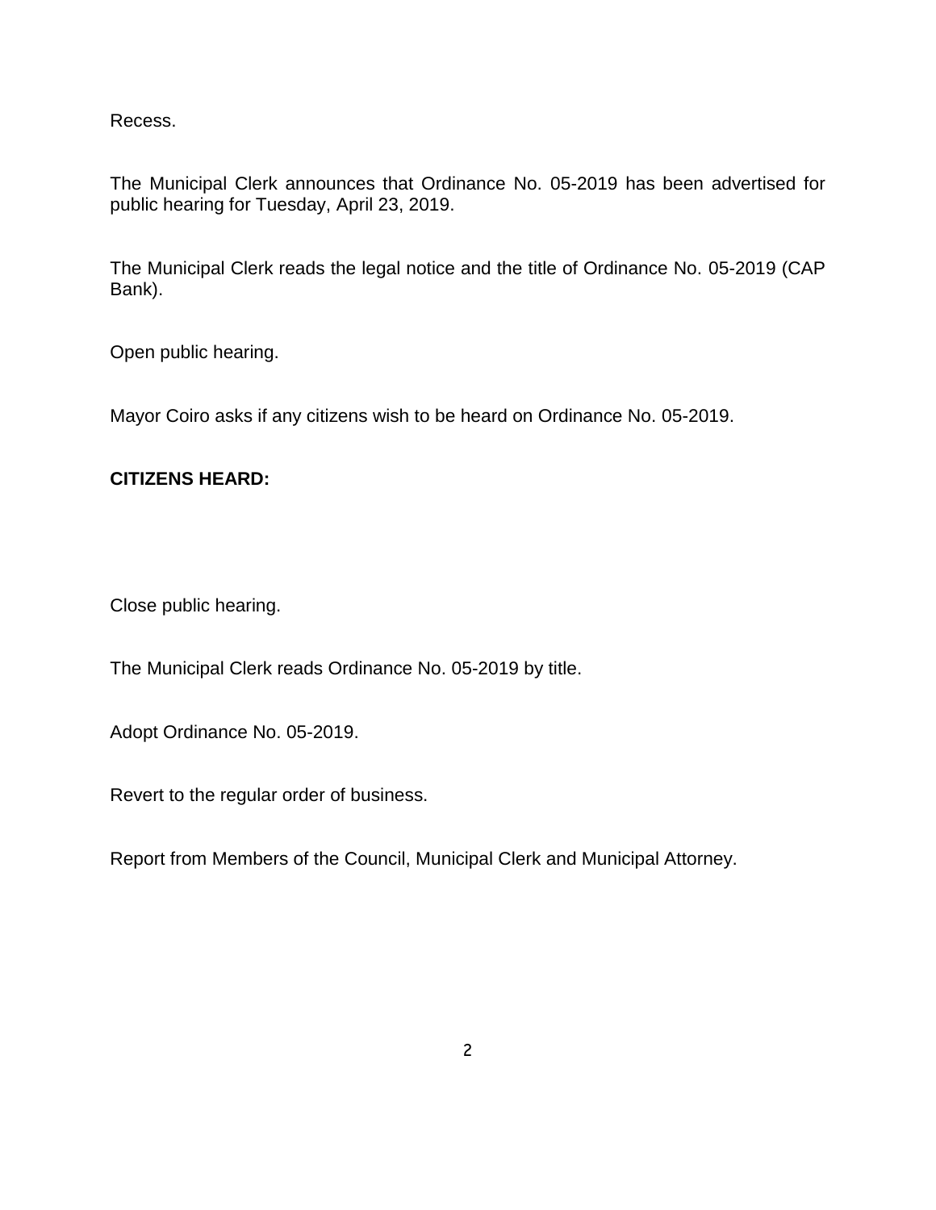Recess.

The Municipal Clerk announces that Ordinance No. 05-2019 has been advertised for public hearing for Tuesday, April 23, 2019.

The Municipal Clerk reads the legal notice and the title of Ordinance No. 05-2019 (CAP Bank).

Open public hearing.

Mayor Coiro asks if any citizens wish to be heard on Ordinance No. 05-2019.

**CITIZENS HEARD:**

Close public hearing.

The Municipal Clerk reads Ordinance No. 05-2019 by title.

Adopt Ordinance No. 05-2019.

Revert to the regular order of business.

Report from Members of the Council, Municipal Clerk and Municipal Attorney.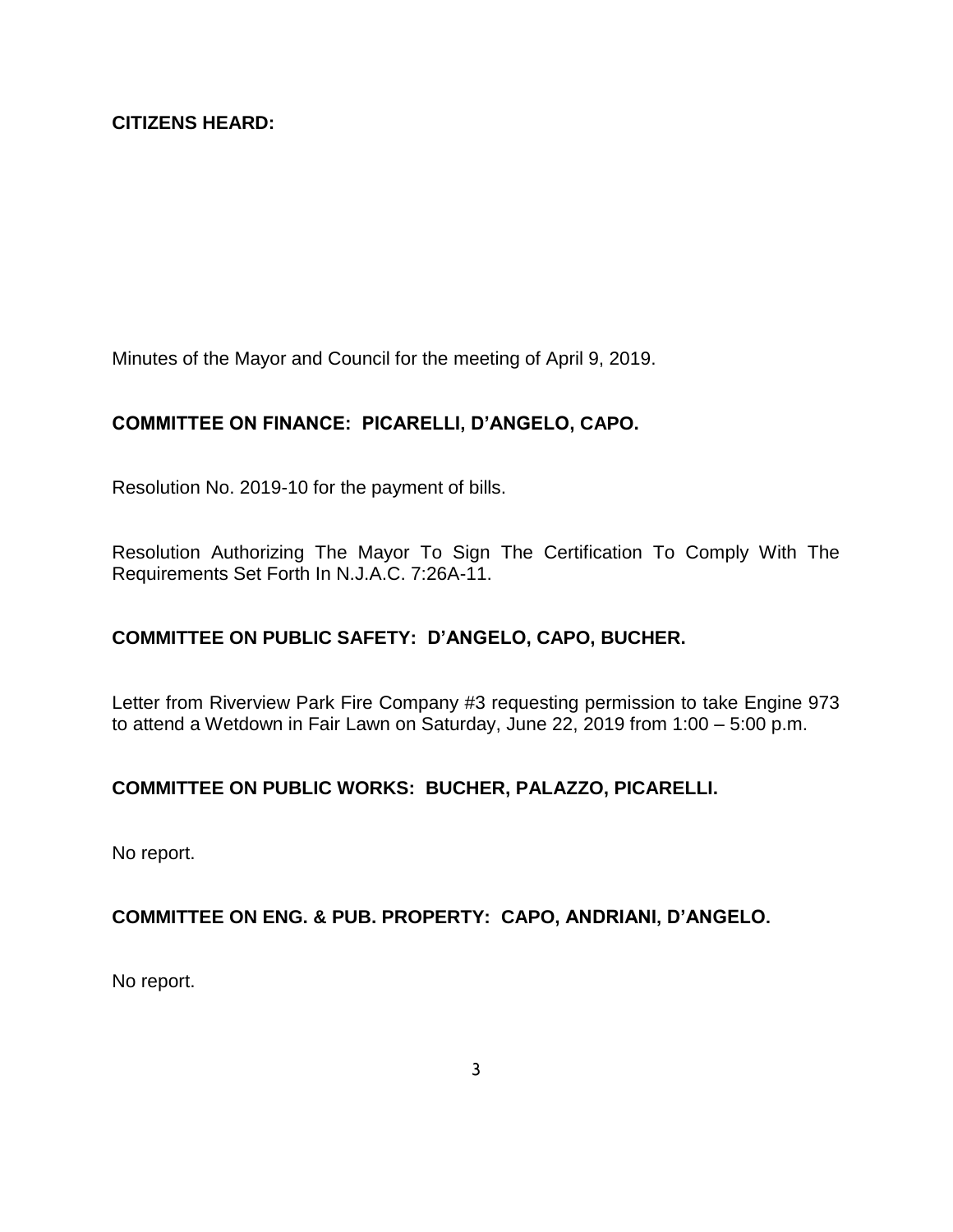**CITIZENS HEARD:**

Minutes of the Mayor and Council for the meeting of April 9, 2019.

**COMMITTEE ON FINANCE: PICARELLI, D'ANGELO, CAPO.**

Resolution No. 2019-10 for the payment of bills.

Resolution Authorizing The Mayor To Sign The Certification To Comply With The Requirements Set Forth In N.J.A.C. 7:26A-11.

**COMMITTEE ON PUBLIC SAFETY: D'ANGELO, CAPO, BUCHER.**

Letter from Riverview Park Fire Company #3 requesting permission to take Engine 973 to attend a Wetdown in Fair Lawn on Saturday, June 22, 2019 from 1:00 – 5:00 p.m.

**COMMITTEE ON PUBLIC WORKS: BUCHER, PALAZZO, PICARELLI.**

No report.

**COMMITTEE ON ENG. & PUB. PROPERTY: CAPO, ANDRIANI, D'ANGELO.**

No report.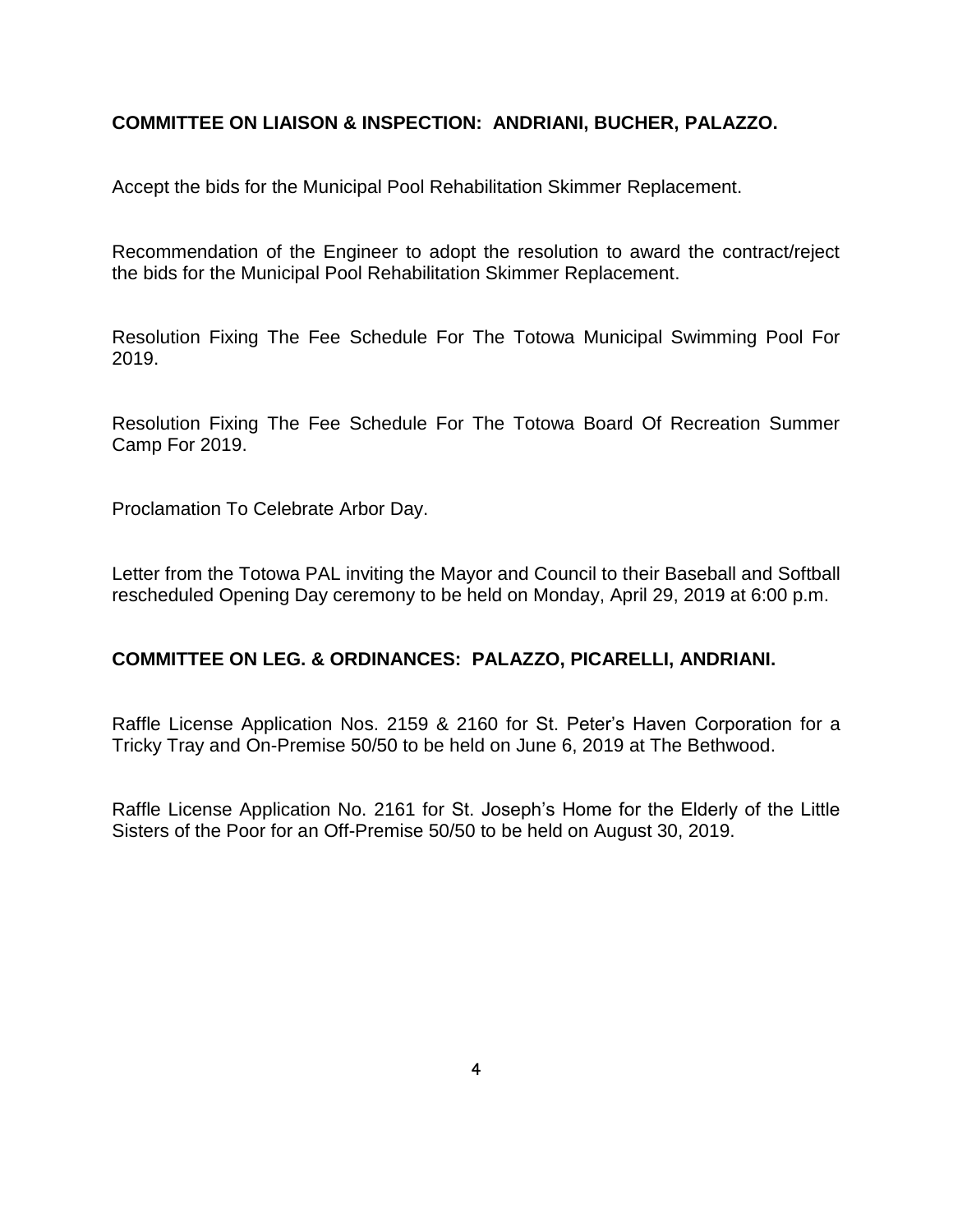**COMMITTEE ON LIAISON & INSPECTION: ANDRIANI, BUCHER, PALAZZO.**

Accept the bids for the Municipal Pool Rehabilitation Skimmer Replacement.

Recommendation of the Engineer to adopt the resolution to award the contract/reject the bids for the Municipal Pool Rehabilitation Skimmer Replacement.

Resolution Fixing The Fee Schedule For The Totowa Municipal Swimming Pool For 2019.

Resolution Fixing The Fee Schedule For The Totowa Board Of Recreation Summer Camp For 2019.

Proclamation To Celebrate Arbor Day.

Letter from the Totowa PAL inviting the Mayor and Council to their Baseball and Softball rescheduled Opening Day ceremony to be held on Monday, April 29, 2019 at 6:00 p.m.

**COMMITTEE ON LEG. & ORDINANCES: PALAZZO, PICARELLI, ANDRIANI.**

Raffle License Application Nos. 2159 & 2160 for St. Peter's Haven Corporation for a Tricky Tray and On-Premise 50/50 to be held on June 6, 2019 at The Bethwood.

Raffle License Application No. 2161 for St. Joseph's Home for the Elderly of the Little Sisters of the Poor for an Off-Premise 50/50 to be held on August 30, 2019.